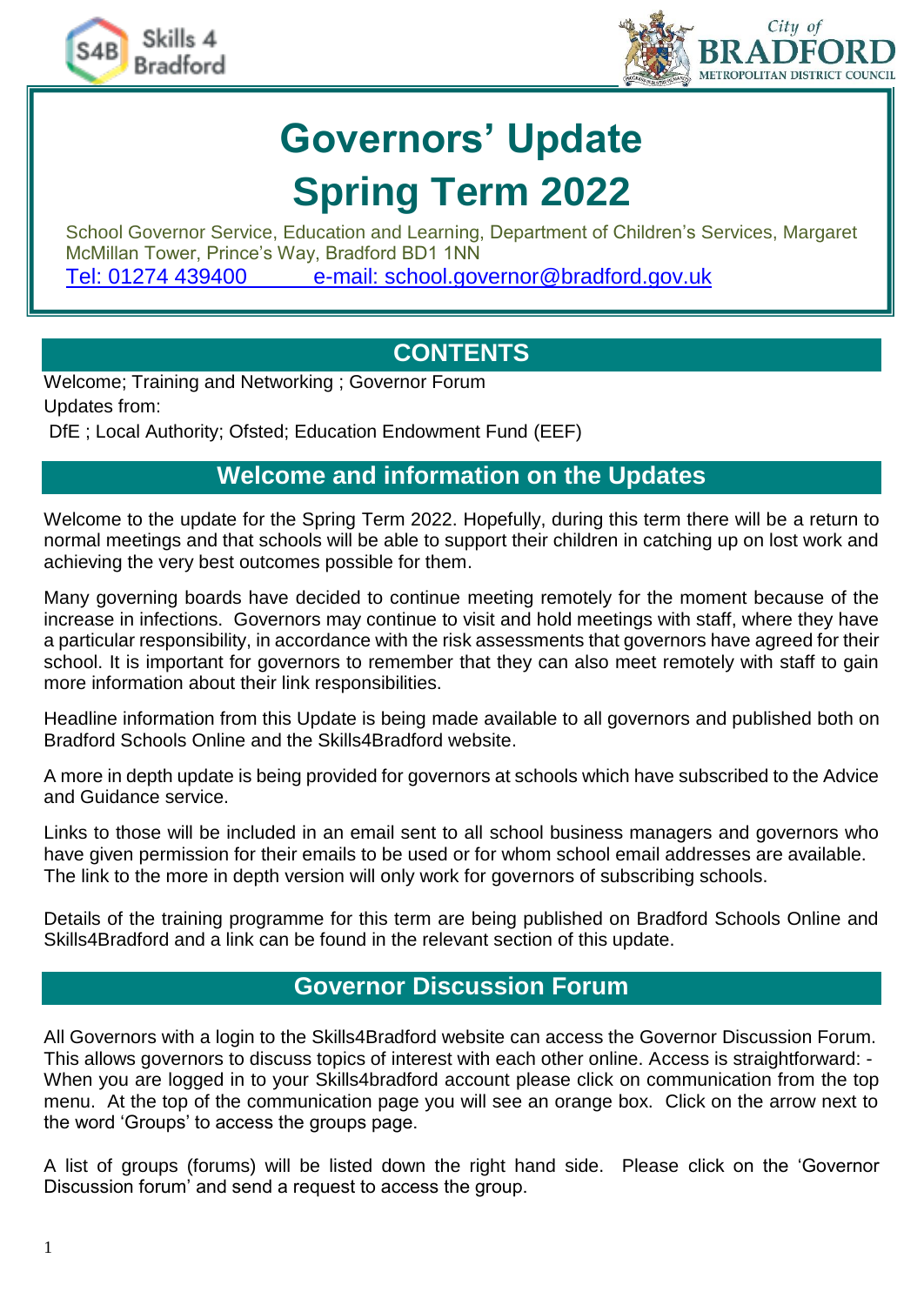Skills 4 Bradford

City of BRADFORD METROPOLITAN DISTRICT COUNCIL

# Governors' Update
# Spring Term 2022

School Governor Service, Education and Learning, Department of Children's Services, Margaret McMillan Tower, Prince's Way, Bradford BD1 1NN

Tel: 01274 439400 e-mail: school.governor@bradford.gov.uk

## CONTENTS

Welcome; Training and Networking ; Governor Forum

Updates from:

DfE ; Local Authority; Ofsted; Education Endowment Fund (EEF)

## Welcome and information on the Updates

Welcome to the update for the Spring Term 2022. Hopefully, during this term there will be a return to normal meetings and that schools will be able to support their children in catching up on lost work and achieving the very best outcomes possible for them.

Many governing boards have decided to continue meeting remotely for the moment because of the increase in infections. Governors may continue to visit and hold meetings with staff, where they have a particular responsibility, in accordance with the risk assessments that governors have agreed for their school. It is important for governors to remember that they can also meet remotely with staff to gain more information about their link responsibilities.

Headline information from this Update is being made available to all governors and published both on Bradford Schools Online and the Skills4Bradford website.

A more in depth update is being provided for governors at schools which have subscribed to the Advice and Guidance service.

Links to those will be included in an email sent to all school business managers and governors who have given permission for their emails to be used or for whom school email addresses are available. The link to the more in depth version will only work for governors of subscribing schools.

Details of the training programme for this term are being published on Bradford Schools Online and Skills4Bradford and a link can be found in the relevant section of this update.

## Governor Discussion Forum

All Governors with a login to the Skills4Bradford website can access the Governor Discussion Forum. This allows governors to discuss topics of interest with each other online. Access is straightforward: - When you are logged in to your Skills4bradford account please click on communication from the top menu. At the top of the communication page you will see an orange box. Click on the arrow next to the word 'Groups' to access the groups page.

A list of groups (forums) will be listed down the right hand side. Please click on the 'Governor Discussion forum' and send a request to access the group.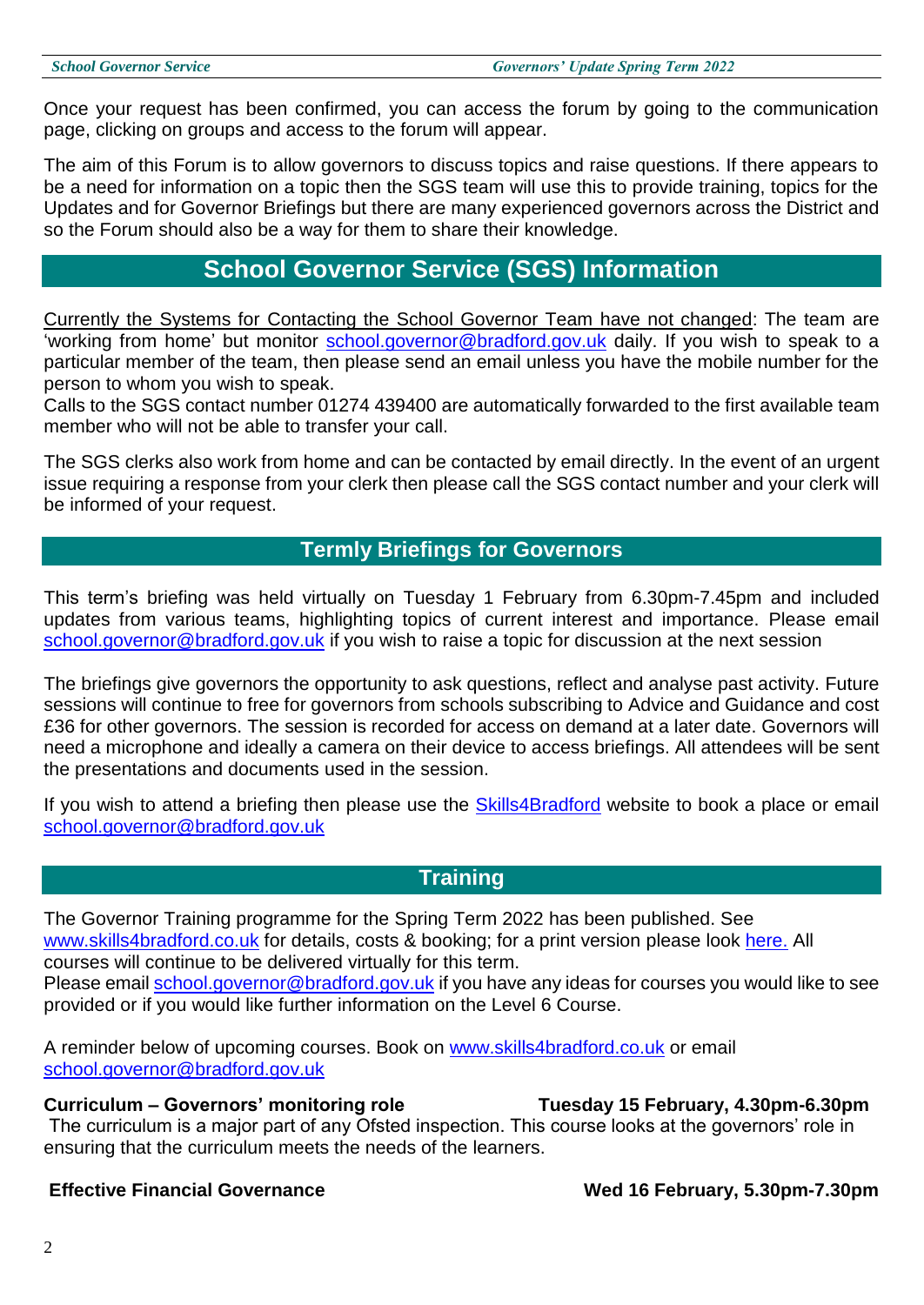Once your request has been confirmed, you can access the forum by going to the communication page, clicking on groups and access to the forum will appear.

The aim of this Forum is to allow governors to discuss topics and raise questions. If there appears to be a need for information on a topic then the SGS team will use this to provide training, topics for the Updates and for Governor Briefings but there are many experienced governors across the District and so the Forum should also be a way for them to share their knowledge.

## School Governor Service (SGS) Information

Currently the Systems for Contacting the School Governor Team have not changed: The team are 'working from home' but monitor school.governor@bradford.gov.uk daily. If you wish to speak to a particular member of the team, then please send an email unless you have the mobile number for the person to whom you wish to speak.
Calls to the SGS contact number 01274 439400 are automatically forwarded to the first available team member who will not be able to transfer your call.

The SGS clerks also work from home and can be contacted by email directly. In the event of an urgent issue requiring a response from your clerk then please call the SGS contact number and your clerk will be informed of your request.

### Termly Briefings for Governors

This term's briefing was held virtually on Tuesday 1 February from 6.30pm-7.45pm and included updates from various teams, highlighting topics of current interest and importance. Please email school.governor@bradford.gov.uk if you wish to raise a topic for discussion at the next session

The briefings give governors the opportunity to ask questions, reflect and analyse past activity. Future sessions will continue to free for governors from schools subscribing to Advice and Guidance and cost £36 for other governors. The session is recorded for access on demand at a later date. Governors will need a microphone and ideally a camera on their device to access briefings. All attendees will be sent the presentations and documents used in the session.

If you wish to attend a briefing then please use the Skills4Bradford website to book a place or email school.governor@bradford.gov.uk

### Training

The Governor Training programme for the Spring Term 2022 has been published. See www.skills4bradford.co.uk for details, costs & booking; for a print version please look here. All courses will continue to be delivered virtually for this term.
Please email school.governor@bradford.gov.uk if you have any ideas for courses you would like to see provided or if you would like further information on the Level 6 Course.

A reminder below of upcoming courses. Book on www.skills4bradford.co.uk or email school.governor@bradford.gov.uk

**Curriculum – Governors' monitoring role** **Tuesday 15 February, 4.30pm-6.30pm**
The curriculum is a major part of any Ofsted inspection. This course looks at the governors' role in ensuring that the curriculum meets the needs of the learners.

**Effective Financial Governance** **Wed 16 February, 5.30pm-7.30pm**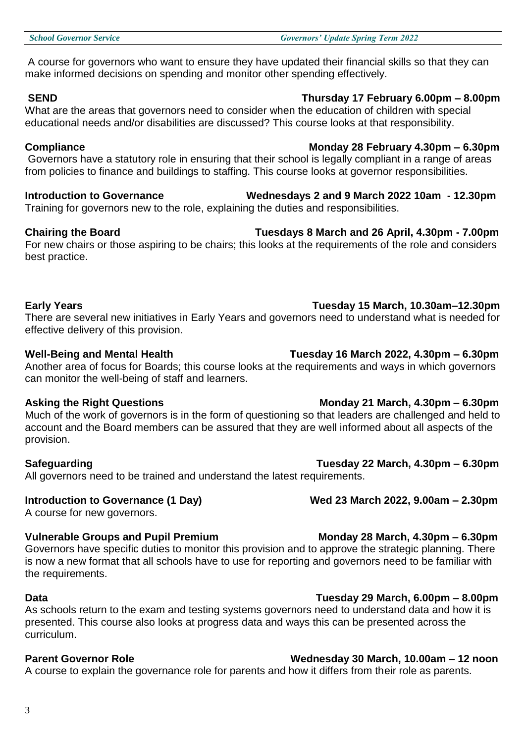A course for governors who want to ensure they have updated their financial skills so that they can make informed decisions on spending and monitor other spending effectively.

**SEND** **Thursday 17 February 6.00pm – 8.00pm**
What are the areas that governors need to consider when the education of children with special educational needs and/or disabilities are discussed? This course looks at that responsibility.

**Compliance** **Monday 28 February 4.30pm – 6.30pm**
Governors have a statutory role in ensuring that their school is legally compliant in a range of areas from policies to finance and buildings to staffing. This course looks at governor responsibilities.

**Introduction to Governance** **Wednesdays 2 and 9 March 2022 10am - 12.30pm**
Training for governors new to the role, explaining the duties and responsibilities.

**Chairing the Board** **Tuesdays 8 March and 26 April, 4.30pm - 7.00pm**
For new chairs or those aspiring to be chairs; this looks at the requirements of the role and considers best practice.

**Early Years** **Tuesday 15 March, 10.30am–12.30pm**
There are several new initiatives in Early Years and governors need to understand what is needed for effective delivery of this provision.

**Well-Being and Mental Health** **Tuesday 16 March 2022, 4.30pm – 6.30pm**
Another area of focus for Boards; this course looks at the requirements and ways in which governors can monitor the well-being of staff and learners.

**Asking the Right Questions** **Monday 21 March, 4.30pm – 6.30pm**
Much of the work of governors is in the form of questioning so that leaders are challenged and held to account and the Board members can be assured that they are well informed about all aspects of the provision.

**Safeguarding** **Tuesday 22 March, 4.30pm – 6.30pm**
All governors need to be trained and understand the latest requirements.

**Introduction to Governance (1 Day)** **Wed 23 March 2022, 9.00am – 2.30pm**
A course for new governors.

**Vulnerable Groups and Pupil Premium** **Monday 28 March, 4.30pm – 6.30pm**
Governors have specific duties to monitor this provision and to approve the strategic planning. There is now a new format that all schools have to use for reporting and governors need to be familiar with the requirements.

**Data** **Tuesday 29 March, 6.00pm – 8.00pm**
As schools return to the exam and testing systems governors need to understand data and how it is presented. This course also looks at progress data and ways this can be presented across the curriculum.

**Parent Governor Role** **Wednesday 30 March, 10.00am – 12 noon**
A course to explain the governance role for parents and how it differs from their role as parents.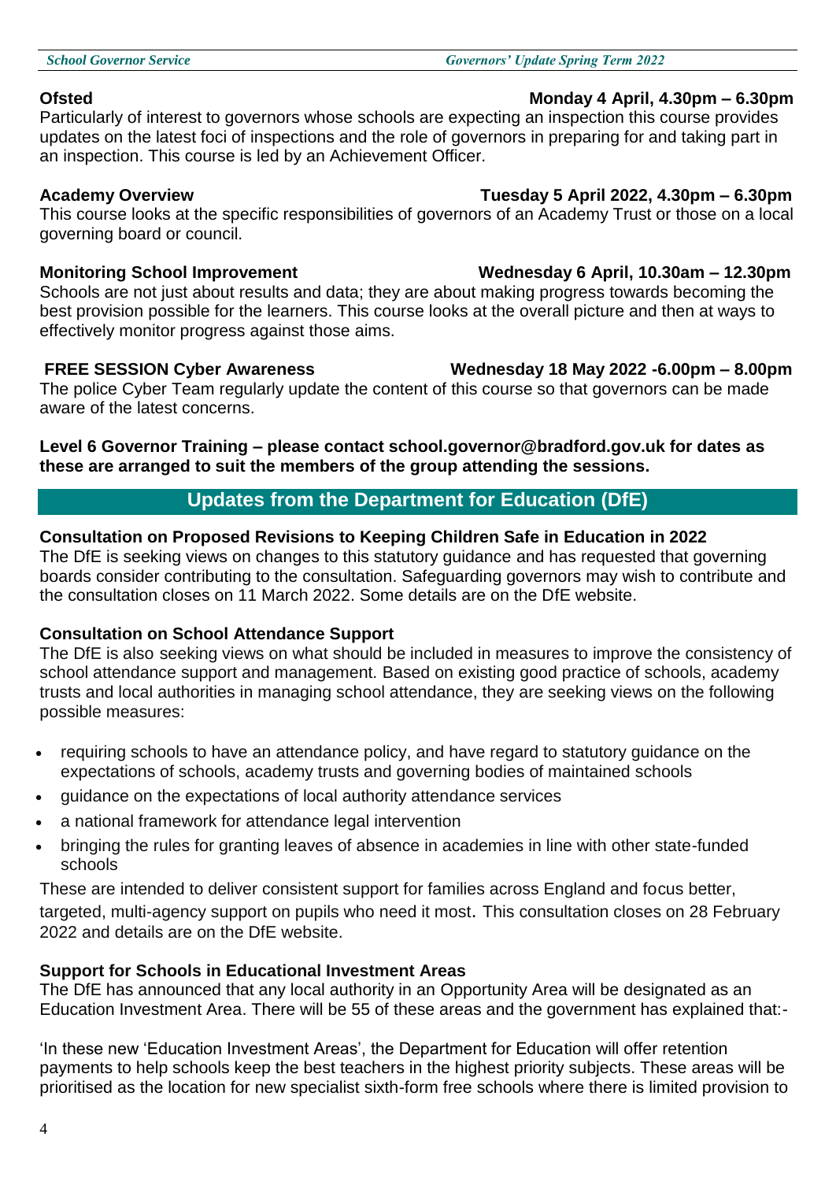**Ofsted** **Monday 4 April, 4.30pm – 6.30pm**

Particularly of interest to governors whose schools are expecting an inspection this course provides updates on the latest foci of inspections and the role of governors in preparing for and taking part in an inspection. This course is led by an Achievement Officer.

**Academy Overview** **Tuesday 5 April 2022, 4.30pm – 6.30pm**

This course looks at the specific responsibilities of governors of an Academy Trust or those on a local governing board or council.

**Monitoring School Improvement** **Wednesday 6 April, 10.30am – 12.30pm**

Schools are not just about results and data; they are about making progress towards becoming the best provision possible for the learners. This course looks at the overall picture and then at ways to effectively monitor progress against those aims.

**FREE SESSION Cyber Awareness** **Wednesday 18 May 2022 -6.00pm – 8.00pm**

The police Cyber Team regularly update the content of this course so that governors can be made aware of the latest concerns.

**Level 6 Governor Training – please contact school.governor@bradford.gov.uk for dates as these are arranged to suit the members of the group attending the sessions.**

## Updates from the Department for Education (DfE)

**Consultation on Proposed Revisions to Keeping Children Safe in Education in 2022**

The DfE is seeking views on changes to this statutory guidance and has requested that governing boards consider contributing to the consultation. Safeguarding governors may wish to contribute and the consultation closes on 11 March 2022. Some details are on the DfE website.

**Consultation on School Attendance Support**

The DfE is also seeking views on what should be included in measures to improve the consistency of school attendance support and management. Based on existing good practice of schools, academy trusts and local authorities in managing school attendance, they are seeking views on the following possible measures:

- requiring schools to have an attendance policy, and have regard to statutory guidance on the expectations of schools, academy trusts and governing bodies of maintained schools
- guidance on the expectations of local authority attendance services
- a national framework for attendance legal intervention
- bringing the rules for granting leaves of absence in academies in line with other state-funded schools

These are intended to deliver consistent support for families across England and focus better, targeted, multi-agency support on pupils who need it most. This consultation closes on 28 February 2022 and details are on the DfE website.

**Support for Schools in Educational Investment Areas**

The DfE has announced that any local authority in an Opportunity Area will be designated as an Education Investment Area. There will be 55 of these areas and the government has explained that:-

'In these new 'Education Investment Areas', the Department for Education will offer retention payments to help schools keep the best teachers in the highest priority subjects. These areas will be prioritised as the location for new specialist sixth-form free schools where there is limited provision to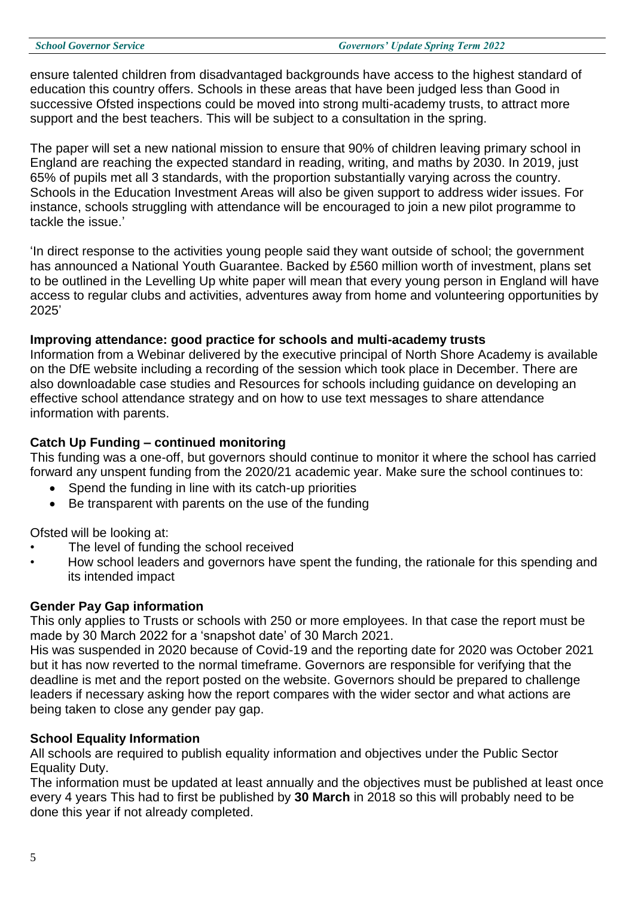ensure talented children from disadvantaged backgrounds have access to the highest standard of education this country offers. Schools in these areas that have been judged less than Good in successive Ofsted inspections could be moved into strong multi-academy trusts, to attract more support and the best teachers. This will be subject to a consultation in the spring.

The paper will set a new national mission to ensure that 90% of children leaving primary school in England are reaching the expected standard in reading, writing, and maths by 2030. In 2019, just 65% of pupils met all 3 standards, with the proportion substantially varying across the country. Schools in the Education Investment Areas will also be given support to address wider issues. For instance, schools struggling with attendance will be encouraged to join a new pilot programme to tackle the issue.'

'In direct response to the activities young people said they want outside of school; the government has announced a National Youth Guarantee. Backed by £560 million worth of investment, plans set to be outlined in the Levelling Up white paper will mean that every young person in England will have access to regular clubs and activities, adventures away from home and volunteering opportunities by 2025'

**Improving attendance: good practice for schools and multi-academy trusts**

Information from a Webinar delivered by the executive principal of North Shore Academy is available on the DfE website including a recording of the session which took place in December. There are also downloadable case studies and Resources for schools including guidance on developing an effective school attendance strategy and on how to use text messages to share attendance information with parents.

**Catch Up Funding – continued monitoring**

This funding was a one-off, but governors should continue to monitor it where the school has carried forward any unspent funding from the 2020/21 academic year. Make sure the school continues to:

- Spend the funding in line with its catch-up priorities
- Be transparent with parents on the use of the funding

Ofsted will be looking at:

- The level of funding the school received
- How school leaders and governors have spent the funding, the rationale for this spending and its intended impact

**Gender Pay Gap information**

This only applies to Trusts or schools with 250 or more employees. In that case the report must be made by 30 March 2022 for a 'snapshot date' of 30 March 2021.
His was suspended in 2020 because of Covid-19 and the reporting date for 2020 was October 2021 but it has now reverted to the normal timeframe. Governors are responsible for verifying that the deadline is met and the report posted on the website. Governors should be prepared to challenge leaders if necessary asking how the report compares with the wider sector and what actions are being taken to close any gender pay gap.

**School Equality Information**

All schools are required to publish equality information and objectives under the Public Sector Equality Duty.
The information must be updated at least annually and the objectives must be published at least once every 4 years This had to first be published by **30 March** in 2018 so this will probably need to be done this year if not already completed.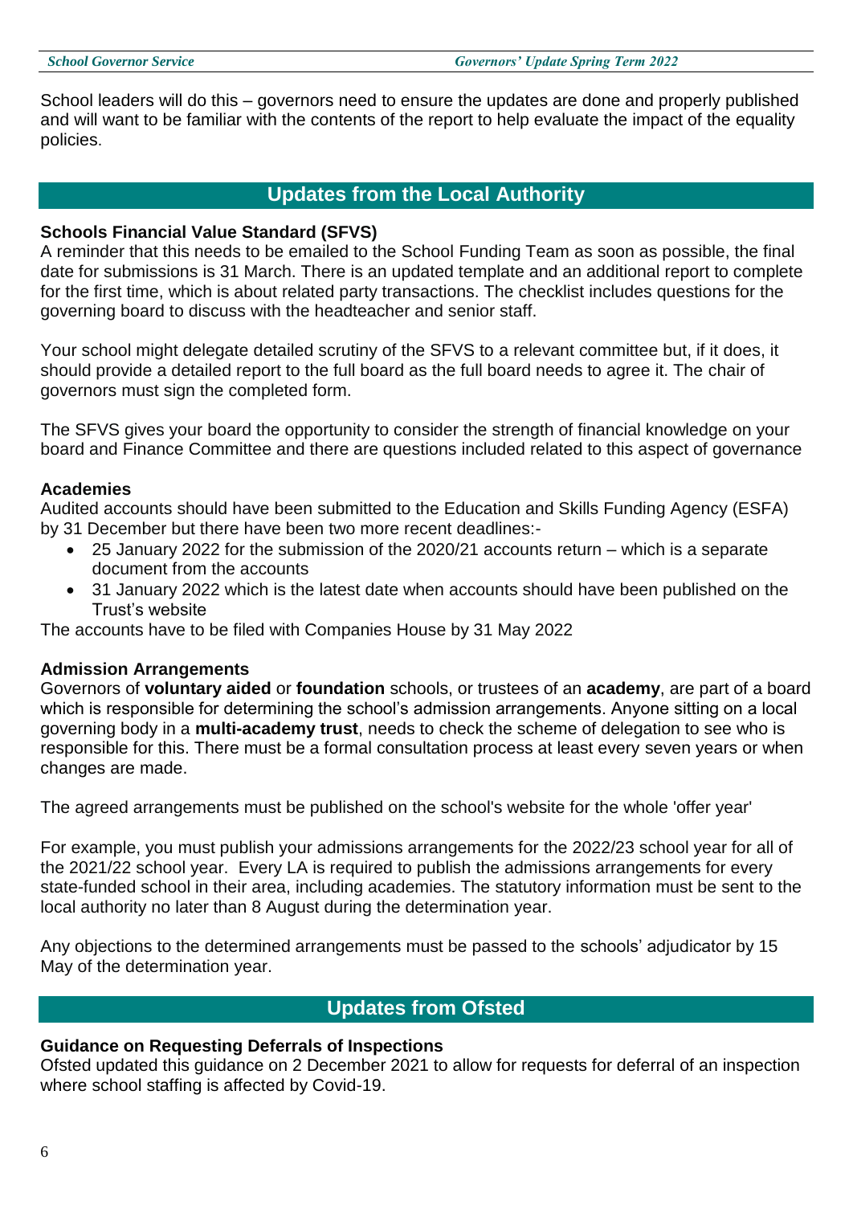School leaders will do this – governors need to ensure the updates are done and properly published and will want to be familiar with the contents of the report to help evaluate the impact of the equality policies.

## Updates from the Local Authority

### Schools Financial Value Standard (SFVS)

A reminder that this needs to be emailed to the School Funding Team as soon as possible, the final date for submissions is 31 March. There is an updated template and an additional report to complete for the first time, which is about related party transactions. The checklist includes questions for the governing board to discuss with the headteacher and senior staff.

Your school might delegate detailed scrutiny of the SFVS to a relevant committee but, if it does, it should provide a detailed report to the full board as the full board needs to agree it. The chair of governors must sign the completed form.

The SFVS gives your board the opportunity to consider the strength of financial knowledge on your board and Finance Committee and there are questions included related to this aspect of governance

### Academies

Audited accounts should have been submitted to the Education and Skills Funding Agency (ESFA) by 31 December but there have been two more recent deadlines:-

- 25 January 2022 for the submission of the 2020/21 accounts return – which is a separate document from the accounts
- 31 January 2022 which is the latest date when accounts should have been published on the Trust's website

The accounts have to be filed with Companies House by 31 May 2022

### Admission Arrangements

Governors of **voluntary aided** or **foundation** schools, or trustees of an **academy**, are part of a board which is responsible for determining the school's admission arrangements. Anyone sitting on a local governing body in a **multi-academy trust**, needs to check the scheme of delegation to see who is responsible for this. There must be a formal consultation process at least every seven years or when changes are made.

The agreed arrangements must be published on the school's website for the whole 'offer year'

For example, you must publish your admissions arrangements for the 2022/23 school year for all of the 2021/22 school year. Every LA is required to publish the admissions arrangements for every state-funded school in their area, including academies. The statutory information must be sent to the local authority no later than 8 August during the determination year.

Any objections to the determined arrangements must be passed to the schools' adjudicator by 15 May of the determination year.

## Updates from Ofsted

### Guidance on Requesting Deferrals of Inspections

Ofsted updated this guidance on 2 December 2021 to allow for requests for deferral of an inspection where school staffing is affected by Covid-19.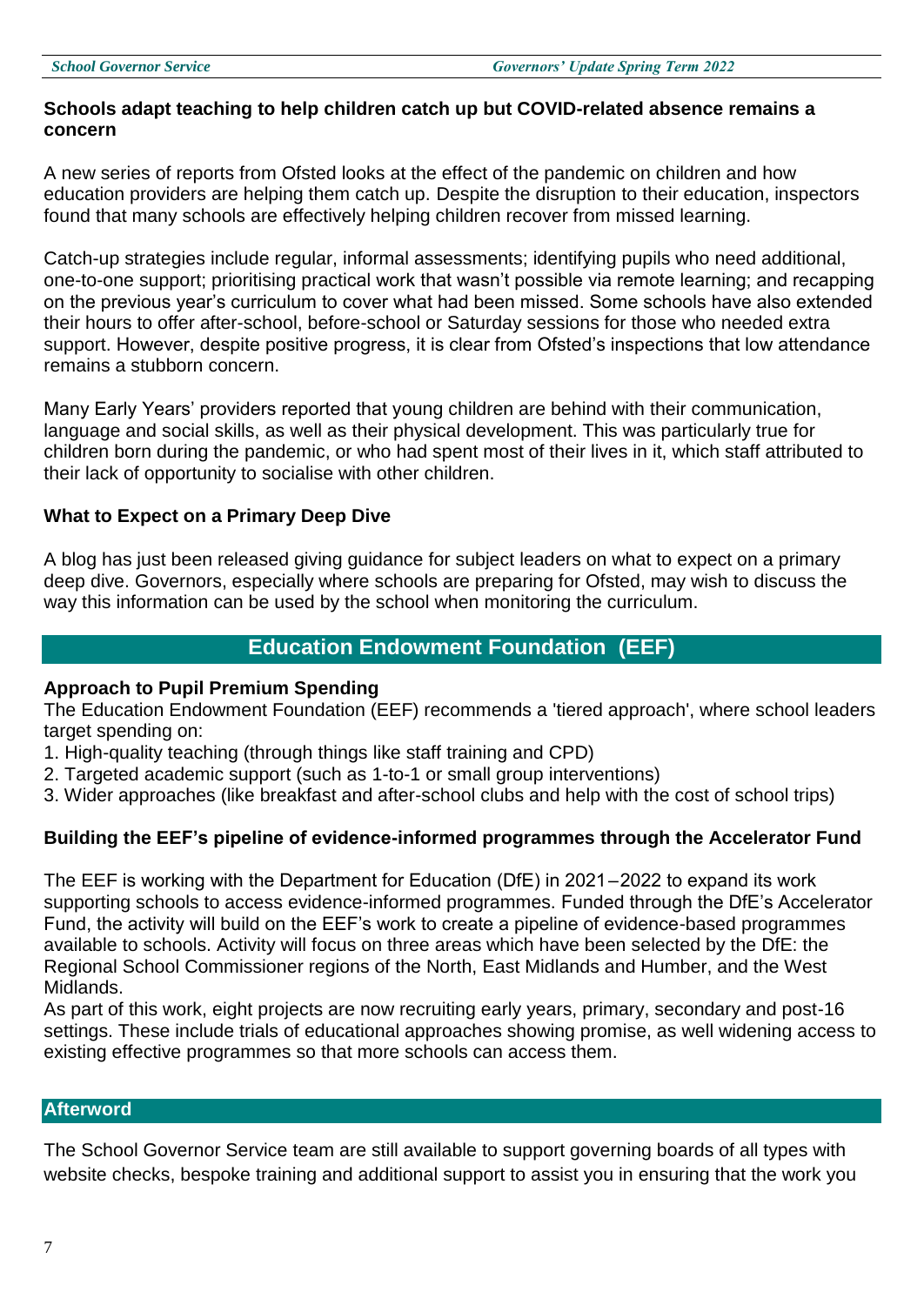### Schools adapt teaching to help children catch up but COVID-related absence remains a concern

A new series of reports from Ofsted looks at the effect of the pandemic on children and how education providers are helping them catch up. Despite the disruption to their education, inspectors found that many schools are effectively helping children recover from missed learning.

Catch-up strategies include regular, informal assessments; identifying pupils who need additional, one-to-one support; prioritising practical work that wasn't possible via remote learning; and recapping on the previous year's curriculum to cover what had been missed. Some schools have also extended their hours to offer after-school, before-school or Saturday sessions for those who needed extra support. However, despite positive progress, it is clear from Ofsted's inspections that low attendance remains a stubborn concern.

Many Early Years' providers reported that young children are behind with their communication, language and social skills, as well as their physical development. This was particularly true for children born during the pandemic, or who had spent most of their lives in it, which staff attributed to their lack of opportunity to socialise with other children.

### What to Expect on a Primary Deep Dive

A blog has just been released giving guidance for subject leaders on what to expect on a primary deep dive. Governors, especially where schools are preparing for Ofsted, may wish to discuss the way this information can be used by the school when monitoring the curriculum.

## Education Endowment Foundation (EEF)

### Approach to Pupil Premium Spending

The Education Endowment Foundation (EEF) recommends a 'tiered approach', where school leaders target spending on:

1. High-quality teaching (through things like staff training and CPD)
2. Targeted academic support (such as 1-to-1 or small group interventions)
3. Wider approaches (like breakfast and after-school clubs and help with the cost of school trips)

### Building the EEF's pipeline of evidence-informed programmes through the Accelerator Fund

The EEF is working with the Department for Education (DfE) in 2021 – 2022 to expand its work supporting schools to access evidence-informed programmes. Funded through the DfE's Accelerator Fund, the activity will build on the EEF's work to create a pipeline of evidence-based programmes available to schools. Activity will focus on three areas which have been selected by the DfE: the Regional School Commissioner regions of the North, East Midlands and Humber, and the West Midlands.

As part of this work, eight projects are now recruiting early years, primary, secondary and post-16 settings. These include trials of educational approaches showing promise, as well widening access to existing effective programmes so that more schools can access them.

## Afterword

The School Governor Service team are still available to support governing boards of all types with website checks, bespoke training and additional support to assist you in ensuring that the work you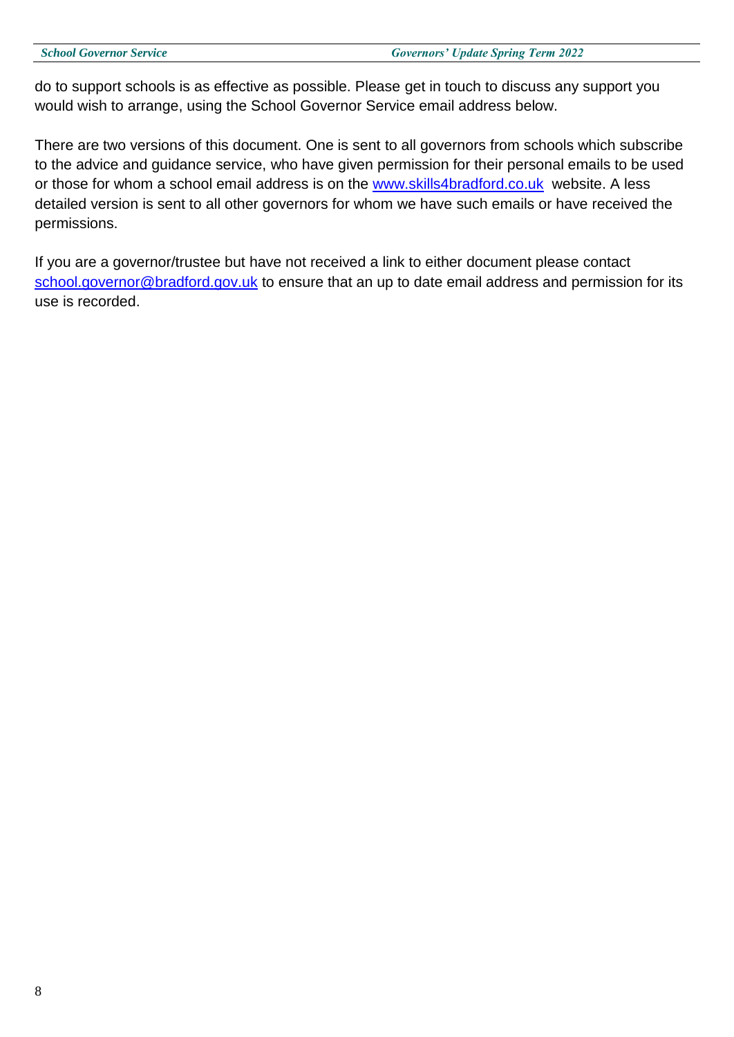do to support schools is as effective as possible. Please get in touch to discuss any support you would wish to arrange, using the School Governor Service email address below.

There are two versions of this document. One is sent to all governors from schools which subscribe to the advice and guidance service, who have given permission for their personal emails to be used or those for whom a school email address is on the www.skills4bradford.co.uk website. A less detailed version is sent to all other governors for whom we have such emails or have received the permissions.

If you are a governor/trustee but have not received a link to either document please contact school.governor@bradford.gov.uk to ensure that an up to date email address and permission for its use is recorded.